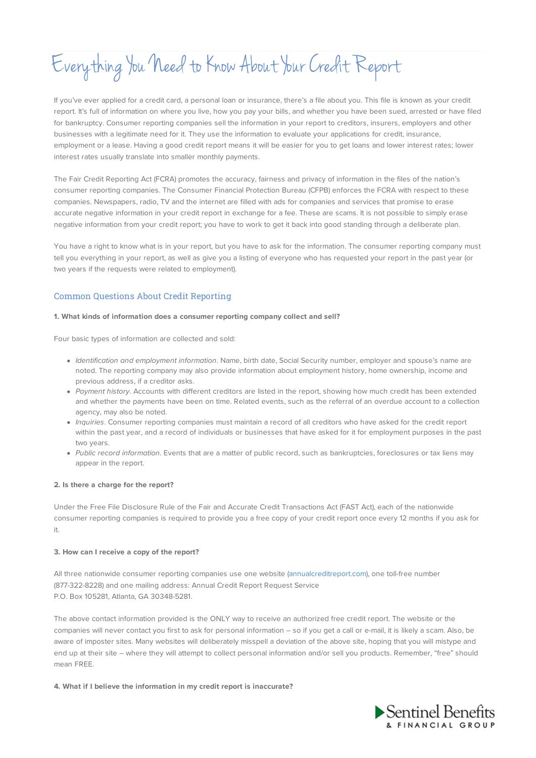# Everything You Need to Know About Your Credit Report

If you've ever applied for a credit card, a personal loan or insurance, there's a file about you. This file is known as your credit report. It's full of information on where you live, how you pay your bills, and whether you have been sued, arrested or have filed for bankruptcy. Consumer reporting companies sell the information in your report to creditors, insurers, employers and other businesses with a legitimate need for it. They use the information to evaluate your applications for credit, insurance, employment or a lease. Having a good credit report means it will be easier for you to get loans and lower interest rates; lower interest rates usually translate into smaller monthly payments.

The Fair Credit Reporting Act (FCRA) promotes the accuracy, fairness and privacy of information in the files of the nation's consumer reporting companies. The Consumer Financial Protection Bureau (CFPB) enforces the FCRA with respect to these companies. Newspapers, radio, TV and the internet are filled with ads for companies and services that promise to erase accurate negative information in your credit report in exchange for a fee. These are scams. It is not possible to simply erase negative information from your credit report; you have to work to get it back into good standing through a deliberate plan.

You have a right to know what is in your report, but you have to ask for the information. The consumer reporting company must tell you everything in your report, as well as give you a listing of everyone who has requested your report in the past year (or two years if the requests were related to employment).

## Common Questions About Credit Reporting

**1. What kinds of information does a consumer reporting company collect and sell?**

Four basic types of information are collected and sold:

- *Identification and employment information*. Name, birth date, Social Security number, employer and spouse's name are noted. The reporting company may also provide information about employment history, home ownership, income and previous address, if a creditor asks.
- *Payment history*. Accounts with different creditors are listed in the report, showing how much credit has been extended and whether the payments have been on time. Related events, such as the referral of an overdue account to a collection agency, may also be noted.
- *Inquiries*. Consumer reporting companies must maintain a record of all creditors who have asked for the credit report within the past year, and a record of individuals or businesses that have asked for it for employment purposes in the past two years.
- *Public record information*. Events that are a matter of public record, such as bankruptcies, foreclosures or tax liens may appear in the report.

**2. Is there a charge for the report?**

Under the Free File Disclosure Rule of the Fair and Accurate Credit Transactions Act (FAST Act), each of the nationwide consumer reporting companies is required to provide you a free copy of your credit report once every 12 months if you ask for it.

**3. How can I receive a copy of the report?**

All three nationwide consumer reporting companies use one website (annualcreditreport.com), one toll-free number (877-322-8228) and one mailing address: Annual Credit Report Request Service
P.O. Box 105281, Atlanta, GA 30348-5281.

The above contact information provided is the ONLY way to receive an authorized free credit report. The website or the companies will never contact you first to ask for personal information – so if you get a call or e-mail, it is likely a scam. Also, be aware of imposter sites. Many websites will deliberately misspell a deviation of the above site, hoping that you will mistype and end up at their site – where they will attempt to collect personal information and/or sell you products. Remember, "free" should mean FREE.

**4. What if I believe the information in my credit report is inaccurate?**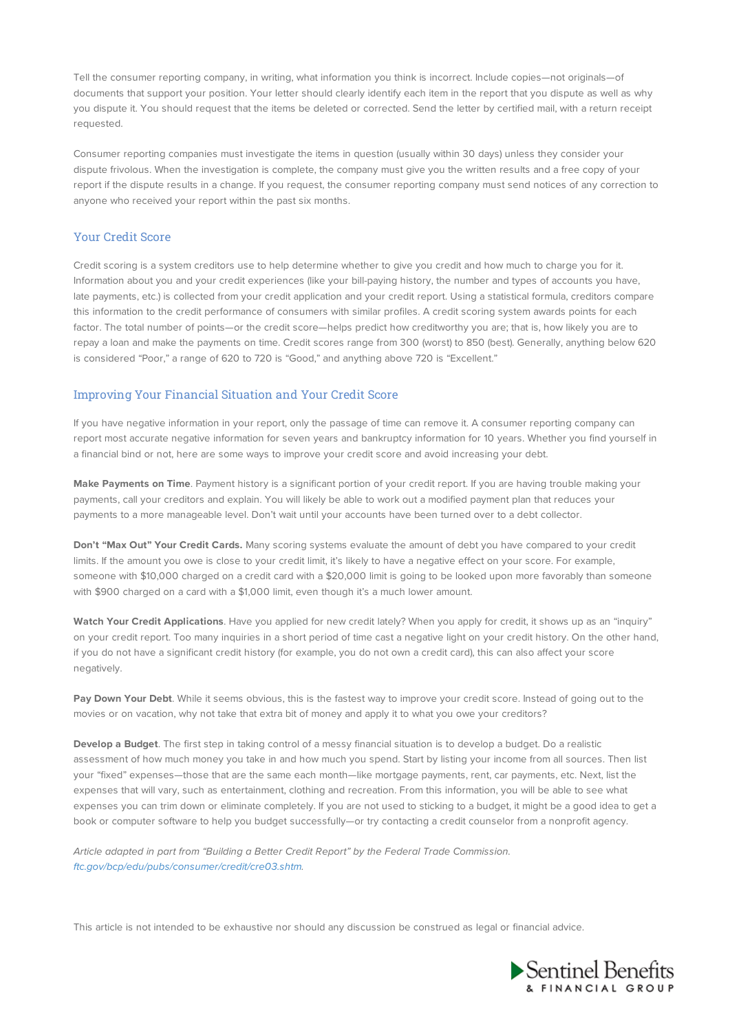Tell the consumer reporting company, in writing, what information you think is incorrect. Include copies—not originals—of documents that support your position. Your letter should clearly identify each item in the report that you dispute as well as why you dispute it. You should request that the items be deleted or corrected. Send the letter by certified mail, with a return receipt requested.

Consumer reporting companies must investigate the items in question (usually within 30 days) unless they consider your dispute frivolous. When the investigation is complete, the company must give you the written results and a free copy of your report if the dispute results in a change. If you request, the consumer reporting company must send notices of any correction to anyone who received your report within the past six months.

## Your Credit Score

Credit scoring is a system creditors use to help determine whether to give you credit and how much to charge you for it. Information about you and your credit experiences (like your bill-paying history, the number and types of accounts you have, late payments, etc.) is collected from your credit application and your credit report. Using a statistical formula, creditors compare this information to the credit performance of consumers with similar profiles. A credit scoring system awards points for each factor. The total number of points—or the credit score—helps predict how creditworthy you are; that is, how likely you are to repay a loan and make the payments on time. Credit scores range from 300 (worst) to 850 (best). Generally, anything below 620 is considered "Poor," a range of 620 to 720 is "Good," and anything above 720 is "Excellent."

## Improving Your Financial Situation and Your Credit Score

If you have negative information in your report, only the passage of time can remove it. A consumer reporting company can report most accurate negative information for seven years and bankruptcy information for 10 years. Whether you find yourself in a financial bind or not, here are some ways to improve your credit score and avoid increasing your debt.

**Make Payments on Time**. Payment history is a significant portion of your credit report. If you are having trouble making your payments, call your creditors and explain. You will likely be able to work out a modified payment plan that reduces your payments to a more manageable level. Don't wait until your accounts have been turned over to a debt collector.

**Don't "Max Out" Your Credit Cards.** Many scoring systems evaluate the amount of debt you have compared to your credit limits. If the amount you owe is close to your credit limit, it's likely to have a negative effect on your score. For example, someone with $10,000 charged on a credit card with a $20,000 limit is going to be looked upon more favorably than someone with $900 charged on a card with a $1,000 limit, even though it's a much lower amount.

**Watch Your Credit Applications**. Have you applied for new credit lately? When you apply for credit, it shows up as an "inquiry" on your credit report. Too many inquiries in a short period of time cast a negative light on your credit history. On the other hand, if you do not have a significant credit history (for example, you do not own a credit card), this can also affect your score negatively.

**Pay Down Your Debt**. While it seems obvious, this is the fastest way to improve your credit score. Instead of going out to the movies or on vacation, why not take that extra bit of money and apply it to what you owe your creditors?

**Develop a Budget**. The first step in taking control of a messy financial situation is to develop a budget. Do a realistic assessment of how much money you take in and how much you spend. Start by listing your income from all sources. Then list your "fixed" expenses—those that are the same each month—like mortgage payments, rent, car payments, etc. Next, list the expenses that will vary, such as entertainment, clothing and recreation. From this information, you will be able to see what expenses you can trim down or eliminate completely. If you are not used to sticking to a budget, it might be a good idea to get a book or computer software to help you budget successfully—or try contacting a credit counselor from a nonprofit agency.

*Article adapted in part from "Building a Better Credit Report" by the Federal Trade Commission. ftc.gov/bcp/edu/pubs/consumer/credit/cre03.shtm.*

This article is not intended to be exhaustive nor should any discussion be construed as legal or financial advice.

Sentinel Benefits & Financial Group